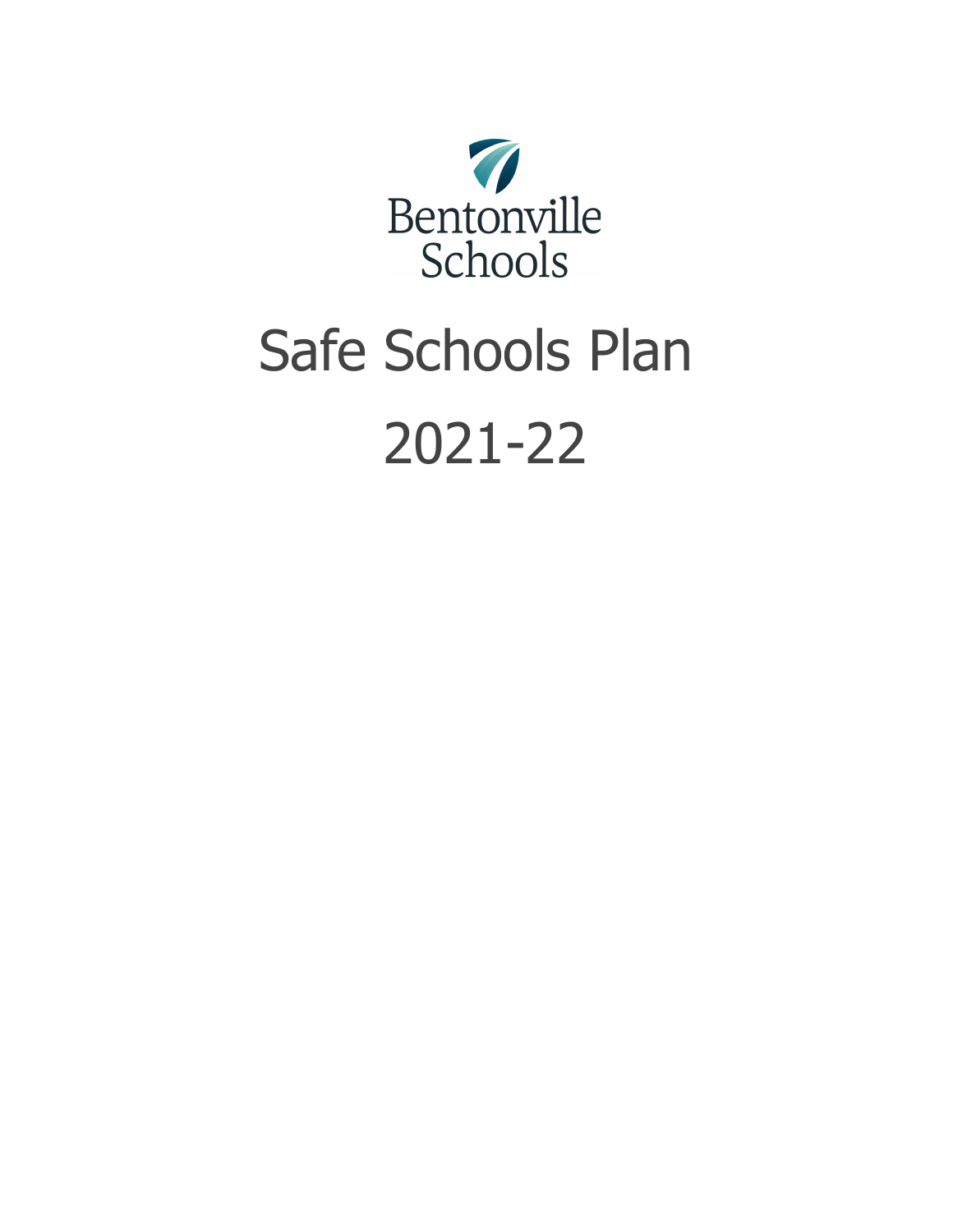Bentonville Schools

# Safe Schools Plan

# 2021-22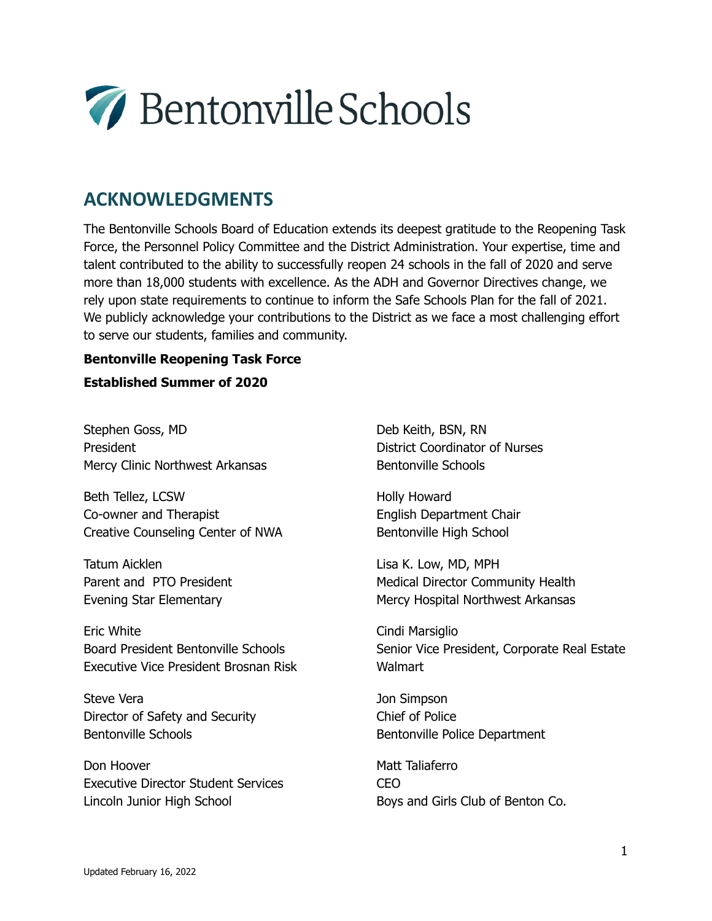Bentonville Schools

## ACKNOWLEDGMENTS

The Bentonville Schools Board of Education extends its deepest gratitude to the Reopening Task Force, the Personnel Policy Committee and the District Administration. Your expertise, time and talent contributed to the ability to successfully reopen 24 schools in the fall of 2020 and serve more than 18,000 students with excellence. As the ADH and Governor Directives change, we rely upon state requirements to continue to inform the Safe Schools Plan for the fall of 2021. We publicly acknowledge your contributions to the District as we face a most challenging effort to serve our students, families and community.

**Bentonville Reopening Task Force**

**Established Summer of 2020**

Stephen Goss, MD
President
Mercy Clinic Northwest Arkansas

Beth Tellez, LCSW
Co-owner and Therapist
Creative Counseling Center of NWA

Tatum Aicklen
Parent and PTO President
Evening Star Elementary

Eric White
Board President Bentonville Schools
Executive Vice President Brosnan Risk

Steve Vera
Director of Safety and Security
Bentonville Schools

Don Hoover
Executive Director Student Services
Lincoln Junior High School

Deb Keith, BSN, RN
District Coordinator of Nurses
Bentonville Schools

Holly Howard
English Department Chair
Bentonville High School

Lisa K. Low, MD, MPH
Medical Director Community Health
Mercy Hospital Northwest Arkansas

Cindi Marsiglio
Senior Vice President, Corporate Real Estate
Walmart

Jon Simpson
Chief of Police
Bentonville Police Department

Matt Taliaferro
CEO
Boys and Girls Club of Benton Co.

Updated February 16, 2022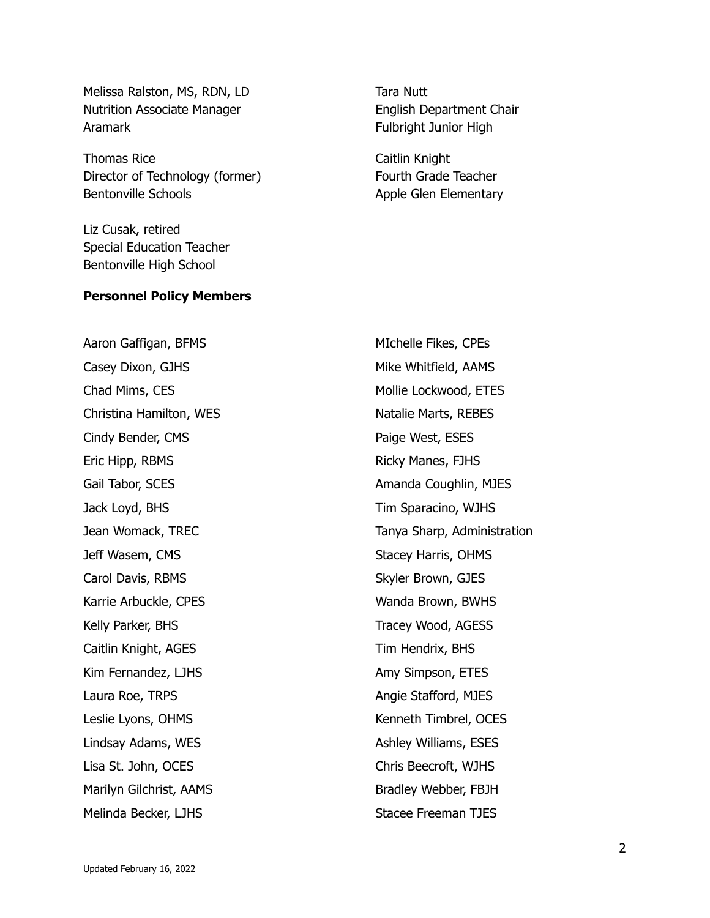Melissa Ralston, MS, RDN, LD
Nutrition Associate Manager
Aramark

Thomas Rice
Director of Technology (former)
Bentonville Schools

Liz Cusak, retired
Special Education Teacher
Bentonville High School

Tara Nutt
English Department Chair
Fulbright Junior High

Caitlin Knight
Fourth Grade Teacher
Apple Glen Elementary

**Personnel Policy Members**

Aaron Gaffigan, BFMS
Casey Dixon, GJHS
Chad Mims, CES
Christina Hamilton, WES
Cindy Bender, CMS
Eric Hipp, RBMS
Gail Tabor, SCES
Jack Loyd, BHS
Jean Womack, TREC
Jeff Wasem, CMS
Carol Davis, RBMS
Karrie Arbuckle, CPES
Kelly Parker, BHS
Caitlin Knight, AGES
Kim Fernandez, LJHS
Laura Roe, TRPS
Leslie Lyons, OHMS
Lindsay Adams, WES
Lisa St. John, OCES
Marilyn Gilchrist, AAMS
Melinda Becker, LJHS
MIchelle Fikes, CPEs
Mike Whitfield, AAMS
Mollie Lockwood, ETES
Natalie Marts, REBES
Paige West, ESES
Ricky Manes, FJHS
Amanda Coughlin, MJES
Tim Sparacino, WJHS
Tanya Sharp, Administration
Stacey Harris, OHMS
Skyler Brown, GJES
Wanda Brown, BWHS
Tracey Wood, AGESS
Tim Hendrix, BHS
Amy Simpson, ETES
Angie Stafford, MJES
Kenneth Timbrel, OCES
Ashley Williams, ESES
Chris Beecroft, WJHS
Bradley Webber, FBJH
Stacee Freeman TJES

Updated February 16, 2022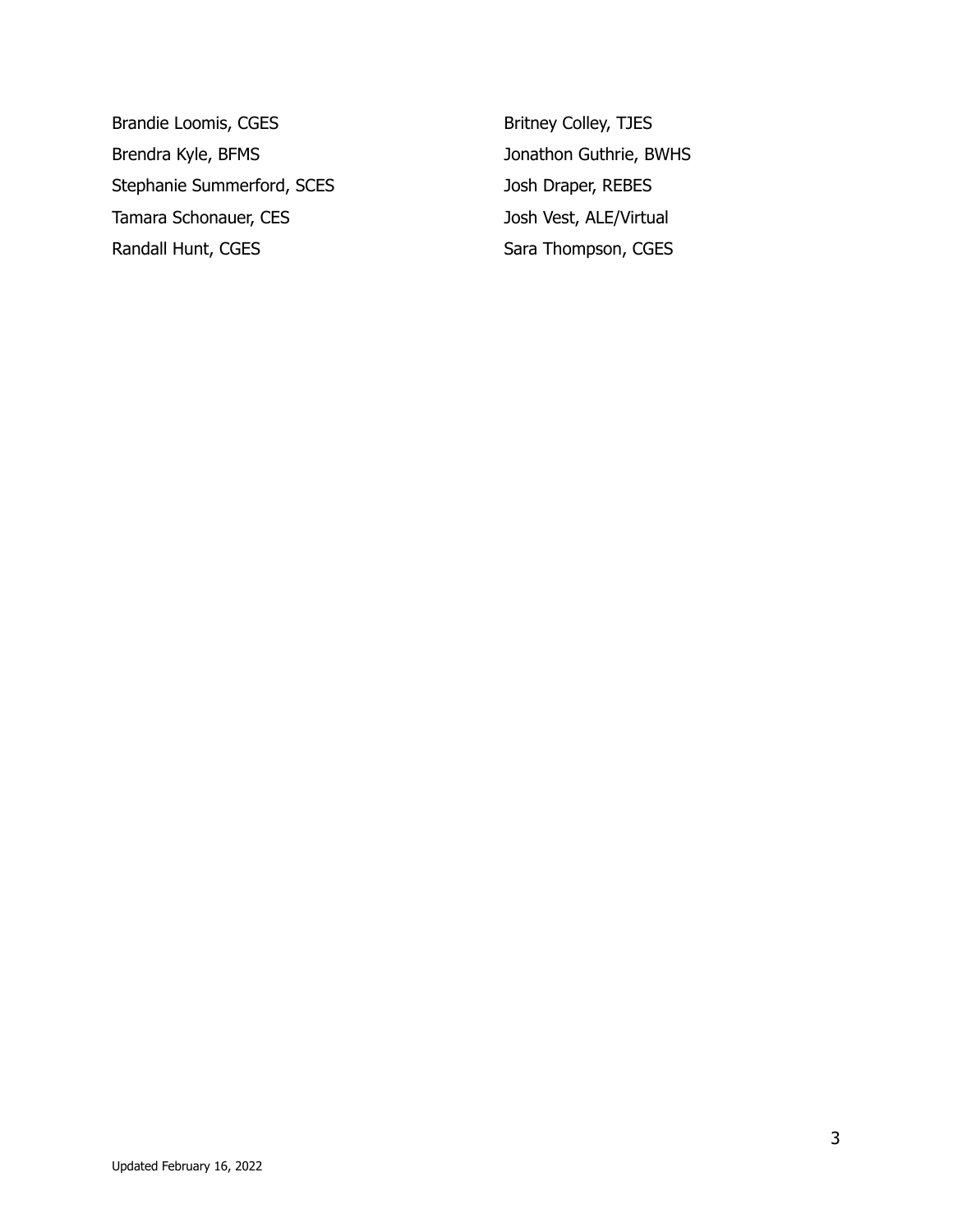Brandie Loomis, CGES

Brendra Kyle, BFMS

Stephanie Summerford, SCES

Tamara Schonauer, CES

Randall Hunt, CGES

Britney Colley, TJES

Jonathon Guthrie, BWHS

Josh Draper, REBES

Josh Vest, ALE/Virtual

Sara Thompson, CGES

Updated February 16, 2022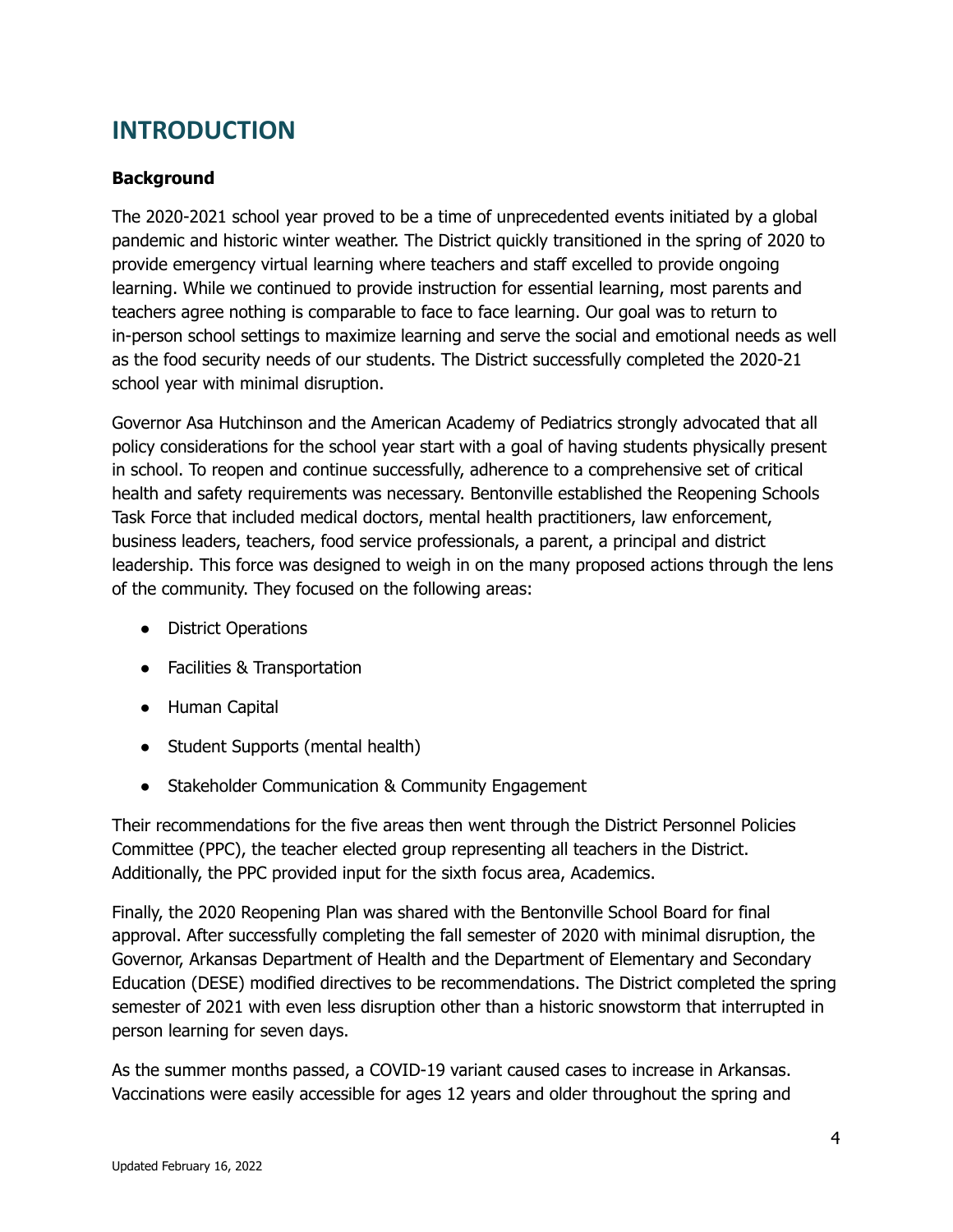# INTRODUCTION

**Background**

The 2020-2021 school year proved to be a time of unprecedented events initiated by a global pandemic and historic winter weather. The District quickly transitioned in the spring of 2020 to provide emergency virtual learning where teachers and staff excelled to provide ongoing learning. While we continued to provide instruction for essential learning, most parents and teachers agree nothing is comparable to face to face learning. Our goal was to return to in-person school settings to maximize learning and serve the social and emotional needs as well as the food security needs of our students. The District successfully completed the 2020-21 school year with minimal disruption.

Governor Asa Hutchinson and the American Academy of Pediatrics strongly advocated that all policy considerations for the school year start with a goal of having students physically present in school. To reopen and continue successfully, adherence to a comprehensive set of critical health and safety requirements was necessary. Bentonville established the Reopening Schools Task Force that included medical doctors, mental health practitioners, law enforcement, business leaders, teachers, food service professionals, a parent, a principal and district leadership. This force was designed to weigh in on the many proposed actions through the lens of the community. They focused on the following areas:

- District Operations
- Facilities & Transportation
- Human Capital
- Student Supports (mental health)
- Stakeholder Communication & Community Engagement

Their recommendations for the five areas then went through the District Personnel Policies Committee (PPC), the teacher elected group representing all teachers in the District. Additionally, the PPC provided input for the sixth focus area, Academics.

Finally, the 2020 Reopening Plan was shared with the Bentonville School Board for final approval. After successfully completing the fall semester of 2020 with minimal disruption, the Governor, Arkansas Department of Health and the Department of Elementary and Secondary Education (DESE) modified directives to be recommendations. The District completed the spring semester of 2021 with even less disruption other than a historic snowstorm that interrupted in person learning for seven days.

As the summer months passed, a COVID-19 variant caused cases to increase in Arkansas. Vaccinations were easily accessible for ages 12 years and older throughout the spring and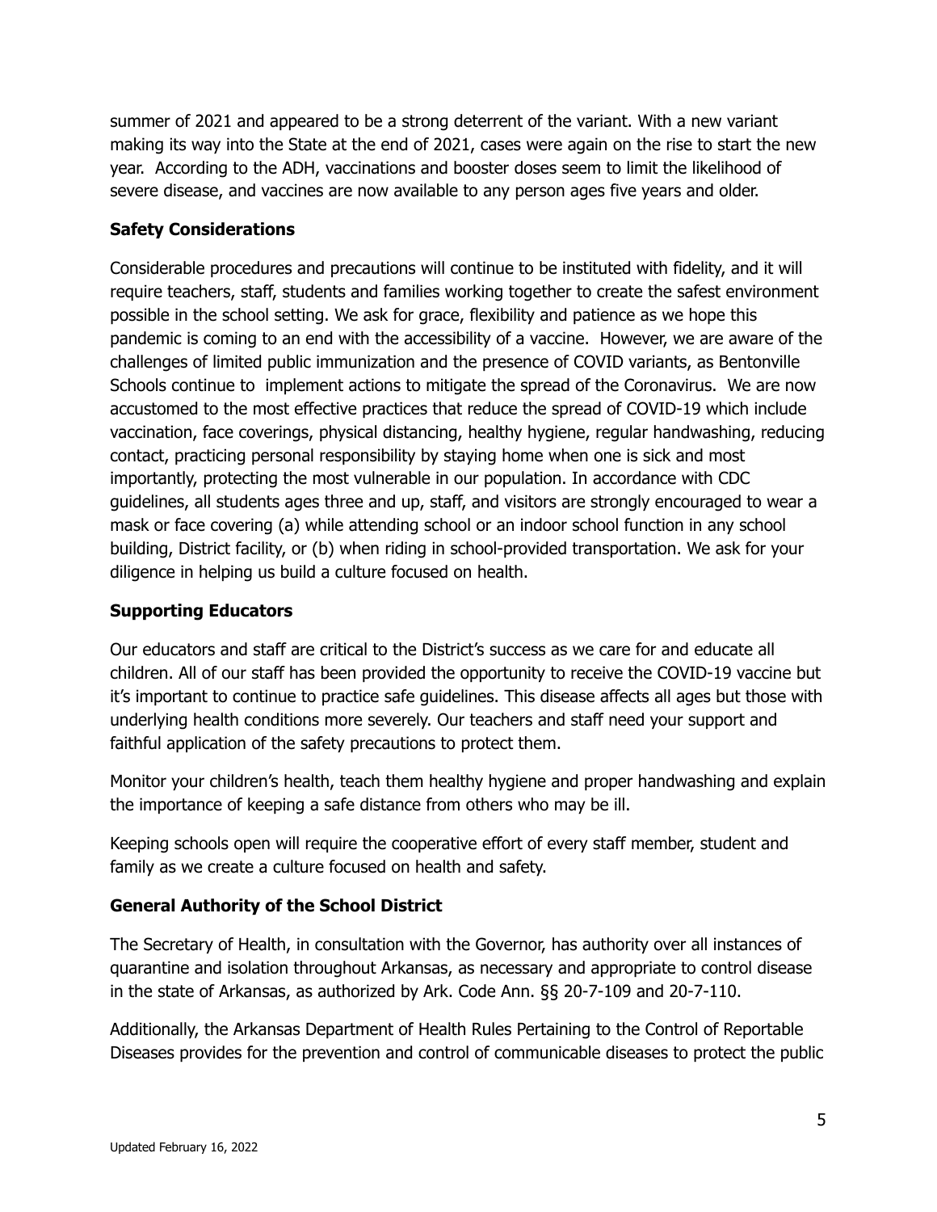summer of 2021 and appeared to be a strong deterrent of the variant. With a new variant making its way into the State at the end of 2021, cases were again on the rise to start the new year. According to the ADH, vaccinations and booster doses seem to limit the likelihood of severe disease, and vaccines are now available to any person ages five years and older.

### Safety Considerations

Considerable procedures and precautions will continue to be instituted with fidelity, and it will require teachers, staff, students and families working together to create the safest environment possible in the school setting. We ask for grace, flexibility and patience as we hope this pandemic is coming to an end with the accessibility of a vaccine. However, we are aware of the challenges of limited public immunization and the presence of COVID variants, as Bentonville Schools continue to implement actions to mitigate the spread of the Coronavirus. We are now accustomed to the most effective practices that reduce the spread of COVID-19 which include vaccination, face coverings, physical distancing, healthy hygiene, regular handwashing, reducing contact, practicing personal responsibility by staying home when one is sick and most importantly, protecting the most vulnerable in our population. In accordance with CDC guidelines, all students ages three and up, staff, and visitors are strongly encouraged to wear a mask or face covering (a) while attending school or an indoor school function in any school building, District facility, or (b) when riding in school-provided transportation. We ask for your diligence in helping us build a culture focused on health.

### Supporting Educators

Our educators and staff are critical to the District's success as we care for and educate all children. All of our staff has been provided the opportunity to receive the COVID-19 vaccine but it's important to continue to practice safe guidelines. This disease affects all ages but those with underlying health conditions more severely. Our teachers and staff need your support and faithful application of the safety precautions to protect them.

Monitor your children's health, teach them healthy hygiene and proper handwashing and explain the importance of keeping a safe distance from others who may be ill.

Keeping schools open will require the cooperative effort of every staff member, student and family as we create a culture focused on health and safety.

### General Authority of the School District

The Secretary of Health, in consultation with the Governor, has authority over all instances of quarantine and isolation throughout Arkansas, as necessary and appropriate to control disease in the state of Arkansas, as authorized by Ark. Code Ann. §§ 20-7-109 and 20-7-110.

Additionally, the Arkansas Department of Health Rules Pertaining to the Control of Reportable Diseases provides for the prevention and control of communicable diseases to protect the public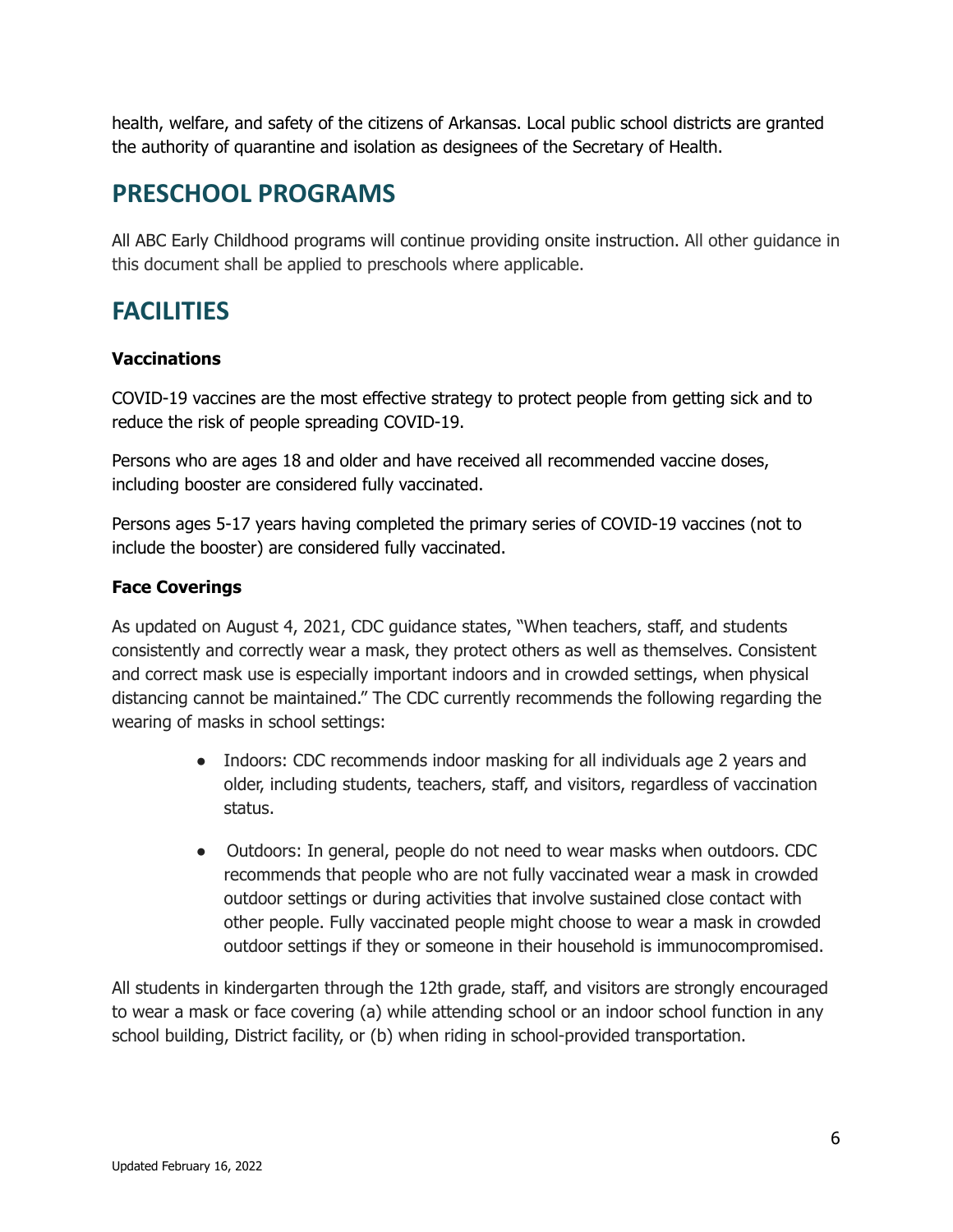health, welfare, and safety of the citizens of Arkansas. Local public school districts are granted the authority of quarantine and isolation as designees of the Secretary of Health.

## PRESCHOOL PROGRAMS

All ABC Early Childhood programs will continue providing onsite instruction. All other guidance in this document shall be applied to preschools where applicable.

## FACILITIES

**Vaccinations**

COVID-19 vaccines are the most effective strategy to protect people from getting sick and to reduce the risk of people spreading COVID-19.

Persons who are ages 18 and older and have received all recommended vaccine doses, including booster are considered fully vaccinated.

Persons ages 5-17 years having completed the primary series of COVID-19 vaccines (not to include the booster) are considered fully vaccinated.

**Face Coverings**

As updated on August 4, 2021, CDC guidance states, "When teachers, staff, and students consistently and correctly wear a mask, they protect others as well as themselves. Consistent and correct mask use is especially important indoors and in crowded settings, when physical distancing cannot be maintained." The CDC currently recommends the following regarding the wearing of masks in school settings:

- Indoors: CDC recommends indoor masking for all individuals age 2 years and older, including students, teachers, staff, and visitors, regardless of vaccination status.
- Outdoors: In general, people do not need to wear masks when outdoors. CDC recommends that people who are not fully vaccinated wear a mask in crowded outdoor settings or during activities that involve sustained close contact with other people. Fully vaccinated people might choose to wear a mask in crowded outdoor settings if they or someone in their household is immunocompromised.

All students in kindergarten through the 12th grade, staff, and visitors are strongly encouraged to wear a mask or face covering (a) while attending school or an indoor school function in any school building, District facility, or (b) when riding in school-provided transportation.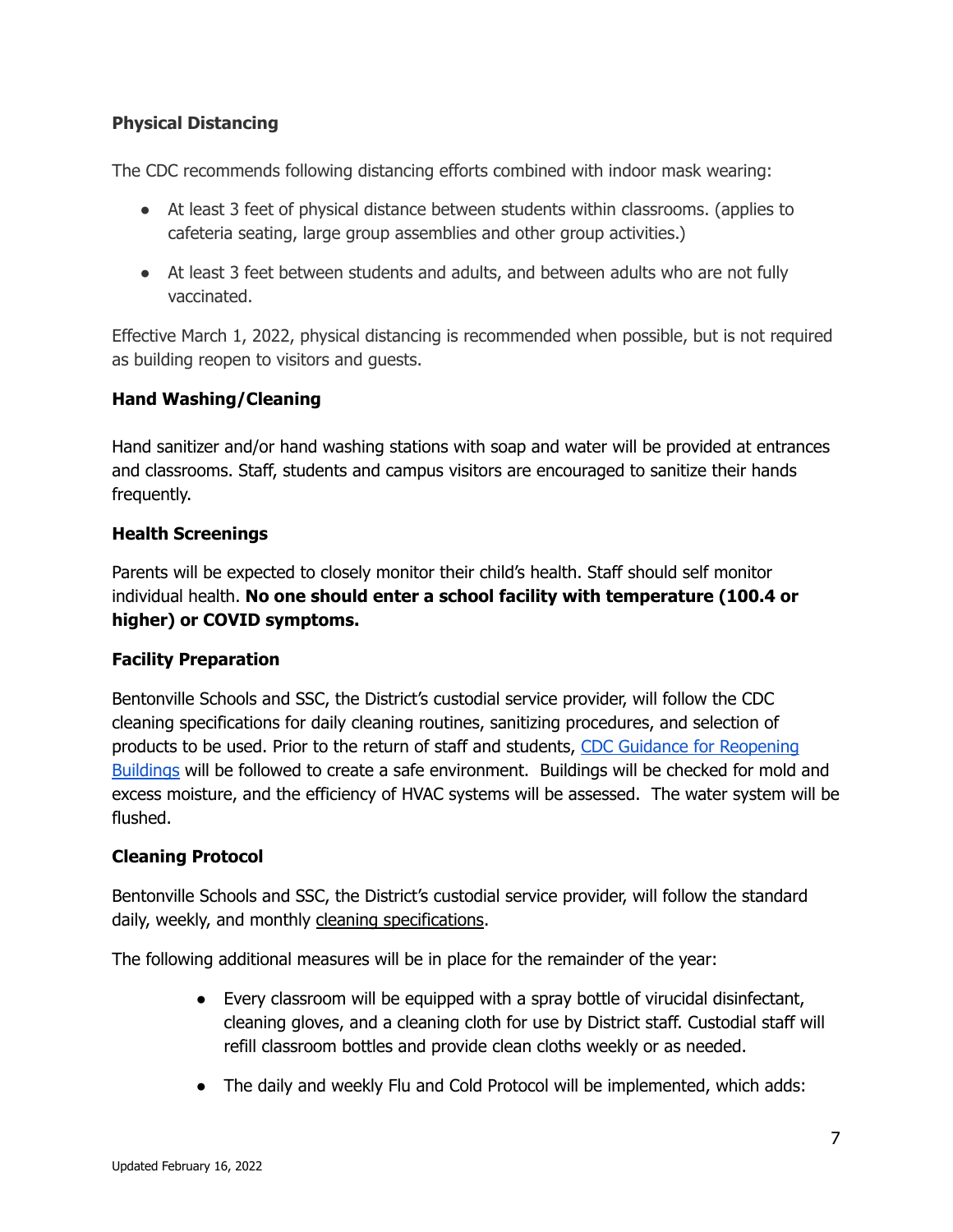**Physical Distancing**

The CDC recommends following distancing efforts combined with indoor mask wearing:

- At least 3 feet of physical distance between students within classrooms. (applies to cafeteria seating, large group assemblies and other group activities.)
- At least 3 feet between students and adults, and between adults who are not fully vaccinated.

Effective March 1, 2022, physical distancing is recommended when possible, but is not required as building reopen to visitors and guests.

**Hand Washing/Cleaning**

Hand sanitizer and/or hand washing stations with soap and water will be provided at entrances and classrooms. Staff, students and campus visitors are encouraged to sanitize their hands frequently.

**Health Screenings**

Parents will be expected to closely monitor their child's health. Staff should self monitor individual health. **No one should enter a school facility with temperature (100.4 or higher) or COVID symptoms.**

**Facility Preparation**

Bentonville Schools and SSC, the District's custodial service provider, will follow the CDC cleaning specifications for daily cleaning routines, sanitizing procedures, and selection of products to be used. Prior to the return of staff and students, CDC Guidance for Reopening Buildings will be followed to create a safe environment. Buildings will be checked for mold and excess moisture, and the efficiency of HVAC systems will be assessed. The water system will be flushed.

**Cleaning Protocol**

Bentonville Schools and SSC, the District's custodial service provider, will follow the standard daily, weekly, and monthly cleaning specifications.

The following additional measures will be in place for the remainder of the year:

- Every classroom will be equipped with a spray bottle of virucidal disinfectant, cleaning gloves, and a cleaning cloth for use by District staff. Custodial staff will refill classroom bottles and provide clean cloths weekly or as needed.
- The daily and weekly Flu and Cold Protocol will be implemented, which adds:

Updated February 16, 2022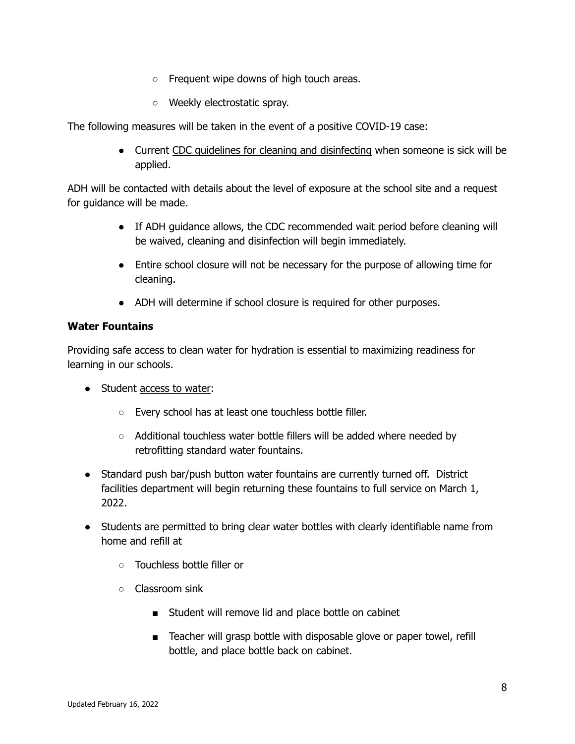- Frequent wipe downs of high touch areas.
- Weekly electrostatic spray.

The following measures will be taken in the event of a positive COVID-19 case:

- Current CDC guidelines for cleaning and disinfecting when someone is sick will be applied.

ADH will be contacted with details about the level of exposure at the school site and a request for guidance will be made.

- If ADH guidance allows, the CDC recommended wait period before cleaning will be waived, cleaning and disinfection will begin immediately.
- Entire school closure will not be necessary for the purpose of allowing time for cleaning.
- ADH will determine if school closure is required for other purposes.

**Water Fountains**

Providing safe access to clean water for hydration is essential to maximizing readiness for learning in our schools.

- Student access to water:
  - Every school has at least one touchless bottle filler.
  - Additional touchless water bottle fillers will be added where needed by retrofitting standard water fountains.
- Standard push bar/push button water fountains are currently turned off. District facilities department will begin returning these fountains to full service on March 1, 2022.
- Students are permitted to bring clear water bottles with clearly identifiable name from home and refill at
  - Touchless bottle filler or
  - Classroom sink
    - Student will remove lid and place bottle on cabinet
    - Teacher will grasp bottle with disposable glove or paper towel, refill bottle, and place bottle back on cabinet.

Updated February 16, 2022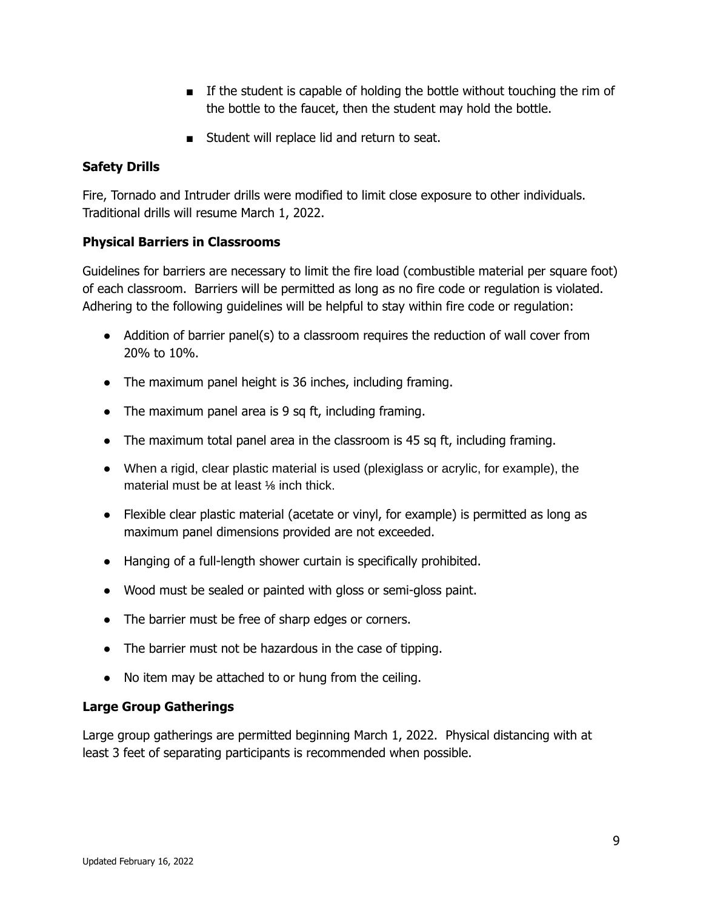- If the student is capable of holding the bottle without touching the rim of the bottle to the faucet, then the student may hold the bottle.
- Student will replace lid and return to seat.

**Safety Drills**

Fire, Tornado and Intruder drills were modified to limit close exposure to other individuals. Traditional drills will resume March 1, 2022.

**Physical Barriers in Classrooms**

Guidelines for barriers are necessary to limit the fire load (combustible material per square foot) of each classroom. Barriers will be permitted as long as no fire code or regulation is violated. Adhering to the following guidelines will be helpful to stay within fire code or regulation:

- Addition of barrier panel(s) to a classroom requires the reduction of wall cover from 20% to 10%.
- The maximum panel height is 36 inches, including framing.
- The maximum panel area is 9 sq ft, including framing.
- The maximum total panel area in the classroom is 45 sq ft, including framing.
- When a rigid, clear plastic material is used (plexiglass or acrylic, for example), the material must be at least ⅛ inch thick.
- Flexible clear plastic material (acetate or vinyl, for example) is permitted as long as maximum panel dimensions provided are not exceeded.
- Hanging of a full-length shower curtain is specifically prohibited.
- Wood must be sealed or painted with gloss or semi-gloss paint.
- The barrier must be free of sharp edges or corners.
- The barrier must not be hazardous in the case of tipping.
- No item may be attached to or hung from the ceiling.

**Large Group Gatherings**

Large group gatherings are permitted beginning March 1, 2022. Physical distancing with at least 3 feet of separating participants is recommended when possible.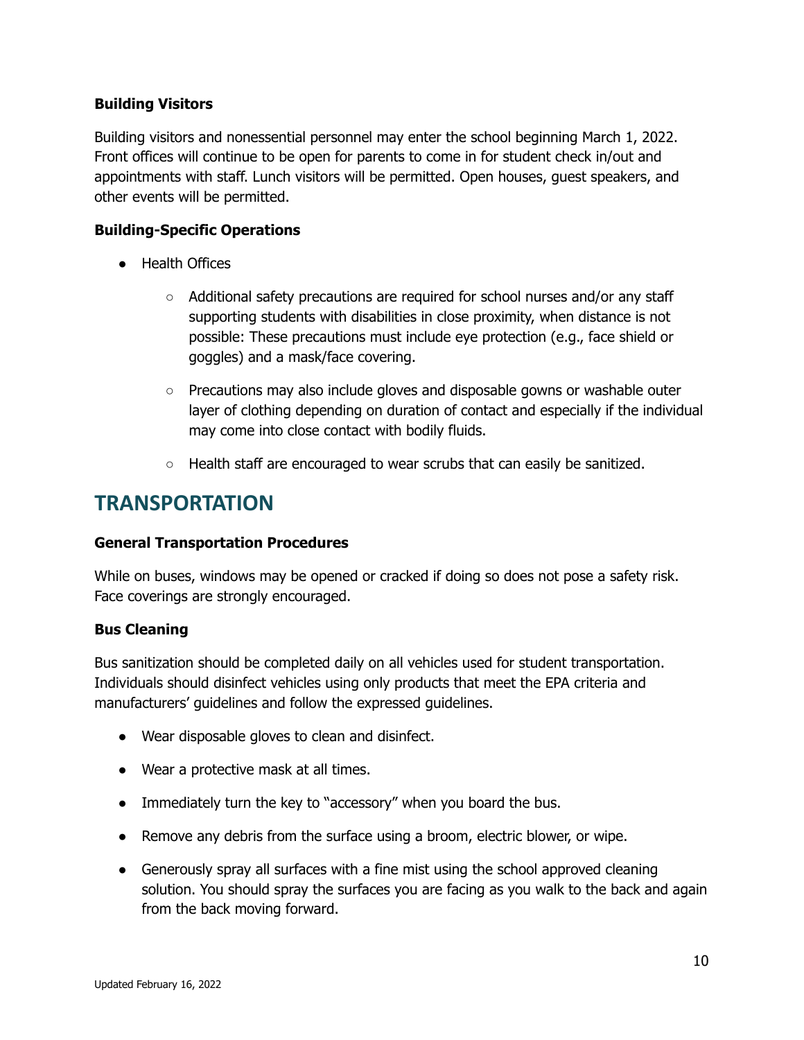**Building Visitors**

Building visitors and nonessential personnel may enter the school beginning March 1, 2022. Front offices will continue to be open for parents to come in for student check in/out and appointments with staff. Lunch visitors will be permitted. Open houses, guest speakers, and other events will be permitted.

**Building-Specific Operations**

- Health Offices
  - Additional safety precautions are required for school nurses and/or any staff supporting students with disabilities in close proximity, when distance is not possible: These precautions must include eye protection (e.g., face shield or goggles) and a mask/face covering.
  - Precautions may also include gloves and disposable gowns or washable outer layer of clothing depending on duration of contact and especially if the individual may come into close contact with bodily fluids.
  - Health staff are encouraged to wear scrubs that can easily be sanitized.

## TRANSPORTATION

**General Transportation Procedures**

While on buses, windows may be opened or cracked if doing so does not pose a safety risk. Face coverings are strongly encouraged.

**Bus Cleaning**

Bus sanitization should be completed daily on all vehicles used for student transportation. Individuals should disinfect vehicles using only products that meet the EPA criteria and manufacturers' guidelines and follow the expressed guidelines.

- Wear disposable gloves to clean and disinfect.
- Wear a protective mask at all times.
- Immediately turn the key to "accessory" when you board the bus.
- Remove any debris from the surface using a broom, electric blower, or wipe.
- Generously spray all surfaces with a fine mist using the school approved cleaning solution. You should spray the surfaces you are facing as you walk to the back and again from the back moving forward.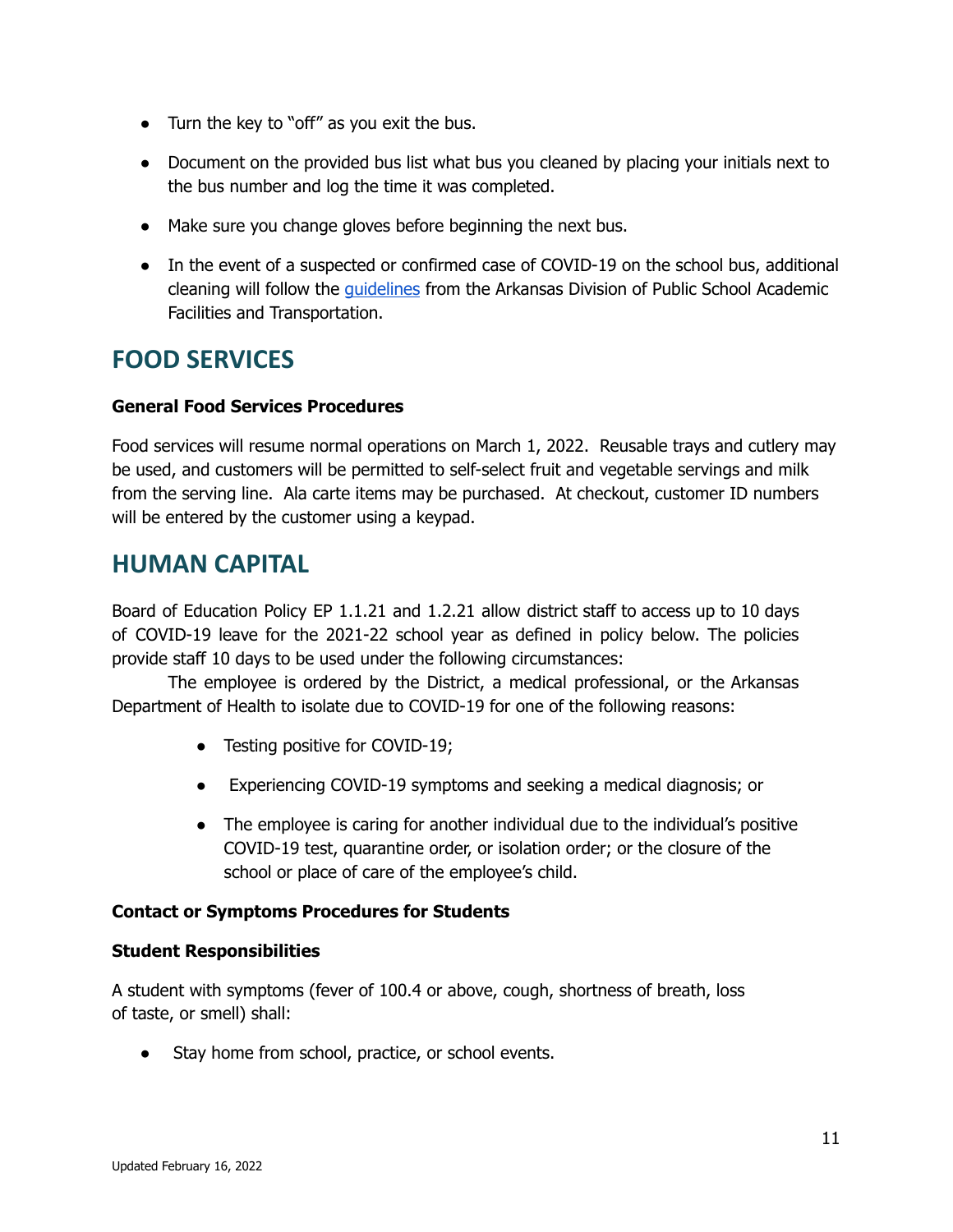- Turn the key to "off" as you exit the bus.
- Document on the provided bus list what bus you cleaned by placing your initials next to the bus number and log the time it was completed.
- Make sure you change gloves before beginning the next bus.
- In the event of a suspected or confirmed case of COVID-19 on the school bus, additional cleaning will follow the guidelines from the Arkansas Division of Public School Academic Facilities and Transportation.

## FOOD SERVICES

**General Food Services Procedures**

Food services will resume normal operations on March 1, 2022. Reusable trays and cutlery may be used, and customers will be permitted to self-select fruit and vegetable servings and milk from the serving line. Ala carte items may be purchased. At checkout, customer ID numbers will be entered by the customer using a keypad.

## HUMAN CAPITAL

Board of Education Policy EP 1.1.21 and 1.2.21 allow district staff to access up to 10 days of COVID-19 leave for the 2021-22 school year as defined in policy below. The policies provide staff 10 days to be used under the following circumstances:

The employee is ordered by the District, a medical professional, or the Arkansas Department of Health to isolate due to COVID-19 for one of the following reasons:

- Testing positive for COVID-19;
- Experiencing COVID-19 symptoms and seeking a medical diagnosis; or
- The employee is caring for another individual due to the individual's positive COVID-19 test, quarantine order, or isolation order; or the closure of the school or place of care of the employee's child.

**Contact or Symptoms Procedures for Students**

**Student Responsibilities**

A student with symptoms (fever of 100.4 or above, cough, shortness of breath, loss of taste, or smell) shall:

- Stay home from school, practice, or school events.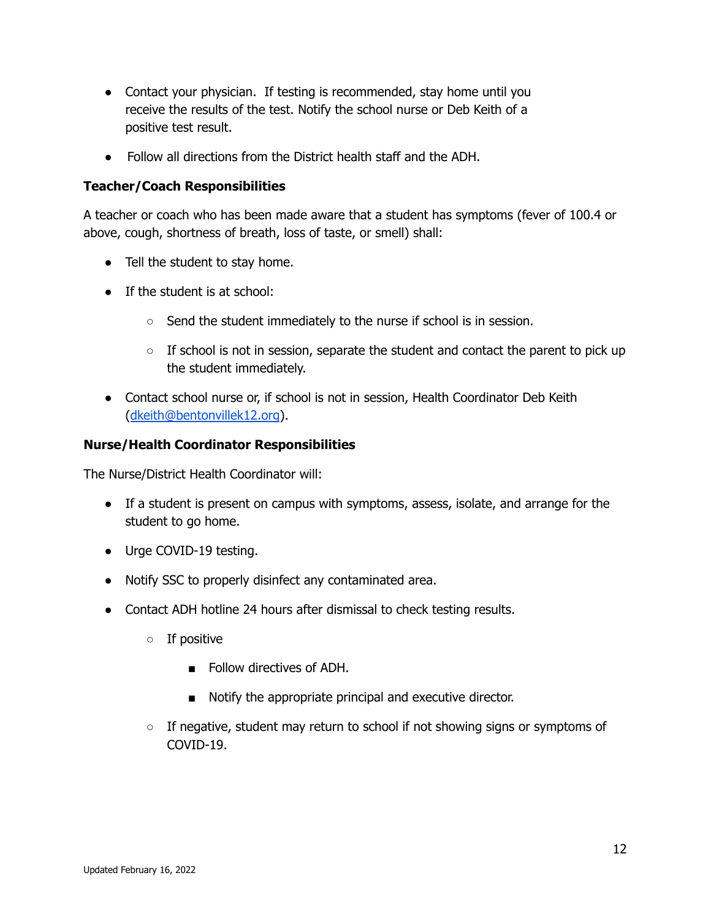- Contact your physician. If testing is recommended, stay home until you receive the results of the test. Notify the school nurse or Deb Keith of a positive test result.
- Follow all directions from the District health staff and the ADH.

### Teacher/Coach Responsibilities

A teacher or coach who has been made aware that a student has symptoms (fever of 100.4 or above, cough, shortness of breath, loss of taste, or smell) shall:

- Tell the student to stay home.
- If the student is at school:
  - Send the student immediately to the nurse if school is in session.
  - If school is not in session, separate the student and contact the parent to pick up the student immediately.
- Contact school nurse or, if school is not in session, Health Coordinator Deb Keith ([dkeith@bentonvillek12.org](mailto:dkeith@bentonvillek12.org)).

### Nurse/Health Coordinator Responsibilities

The Nurse/District Health Coordinator will:

- If a student is present on campus with symptoms, assess, isolate, and arrange for the student to go home.
- Urge COVID-19 testing.
- Notify SSC to properly disinfect any contaminated area.
- Contact ADH hotline 24 hours after dismissal to check testing results.
  - If positive
    - Follow directives of ADH.
    - Notify the appropriate principal and executive director.
  - If negative, student may return to school if not showing signs or symptoms of COVID-19.

Updated February 16, 2022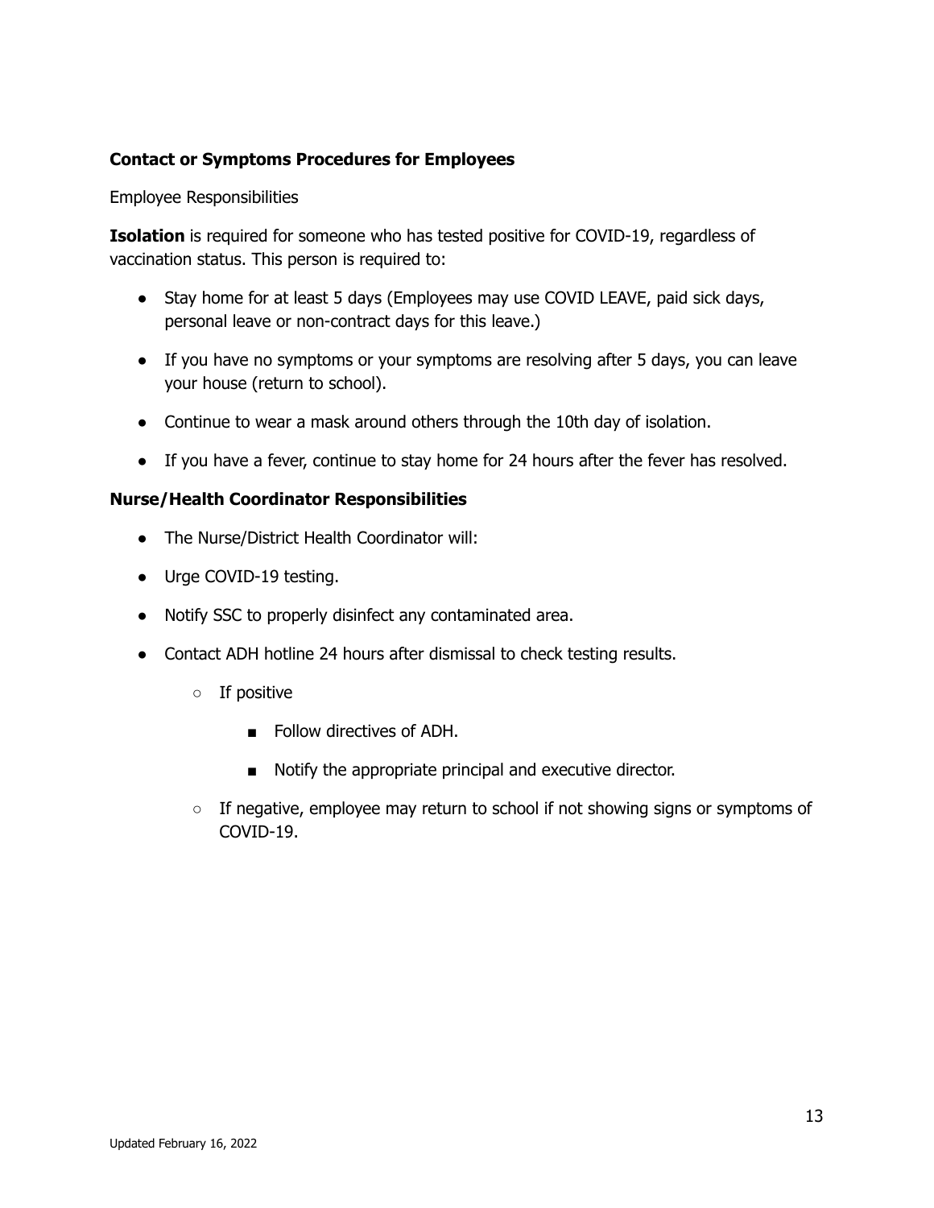### Contact or Symptoms Procedures for Employees

Employee Responsibilities

**Isolation** is required for someone who has tested positive for COVID-19, regardless of vaccination status. This person is required to:

- Stay home for at least 5 days (Employees may use COVID LEAVE, paid sick days, personal leave or non-contract days for this leave.)
- If you have no symptoms or your symptoms are resolving after 5 days, you can leave your house (return to school).
- Continue to wear a mask around others through the 10th day of isolation.
- If you have a fever, continue to stay home for 24 hours after the fever has resolved.

### Nurse/Health Coordinator Responsibilities

- The Nurse/District Health Coordinator will:
- Urge COVID-19 testing.
- Notify SSC to properly disinfect any contaminated area.
- Contact ADH hotline 24 hours after dismissal to check testing results.
    - If positive
        - Follow directives of ADH.
        - Notify the appropriate principal and executive director.
    - If negative, employee may return to school if not showing signs or symptoms of COVID-19.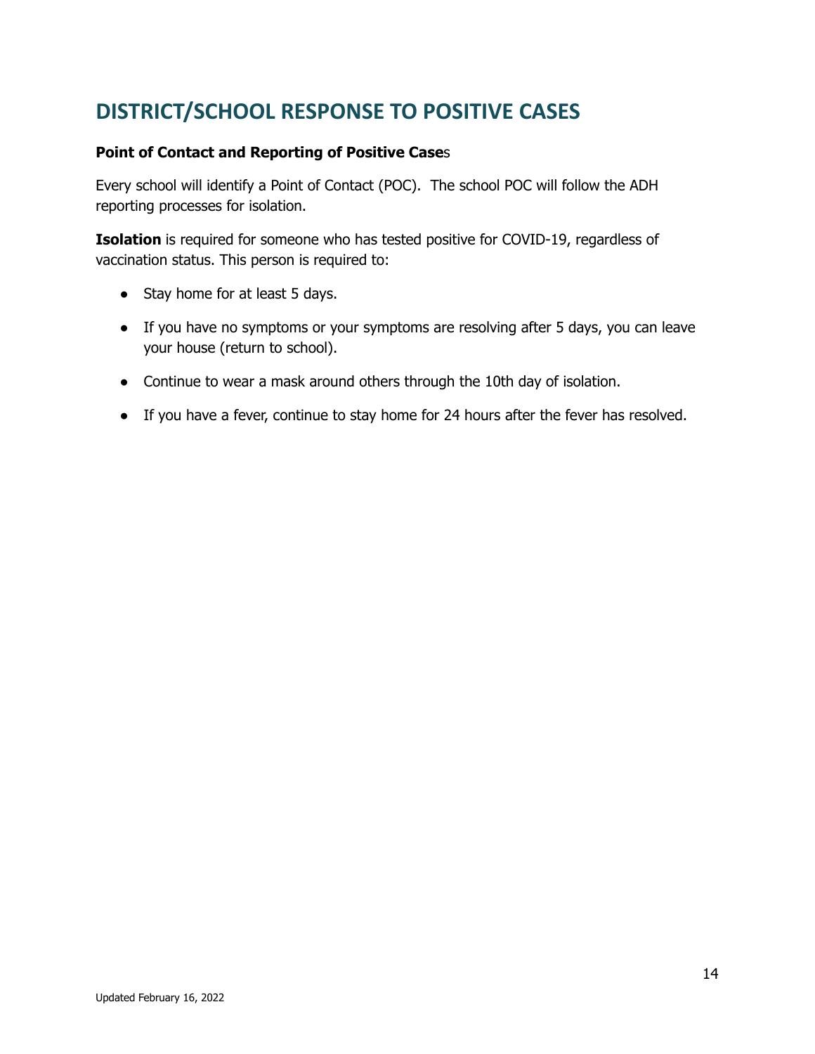# DISTRICT/SCHOOL RESPONSE TO POSITIVE CASES

**Point of Contact and Reporting of Positive Cases**

Every school will identify a Point of Contact (POC). The school POC will follow the ADH reporting processes for isolation.

**Isolation** is required for someone who has tested positive for COVID-19, regardless of vaccination status. This person is required to:

- Stay home for at least 5 days.
- If you have no symptoms or your symptoms are resolving after 5 days, you can leave your house (return to school).
- Continue to wear a mask around others through the 10th day of isolation.
- If you have a fever, continue to stay home for 24 hours after the fever has resolved.

Updated February 16, 2022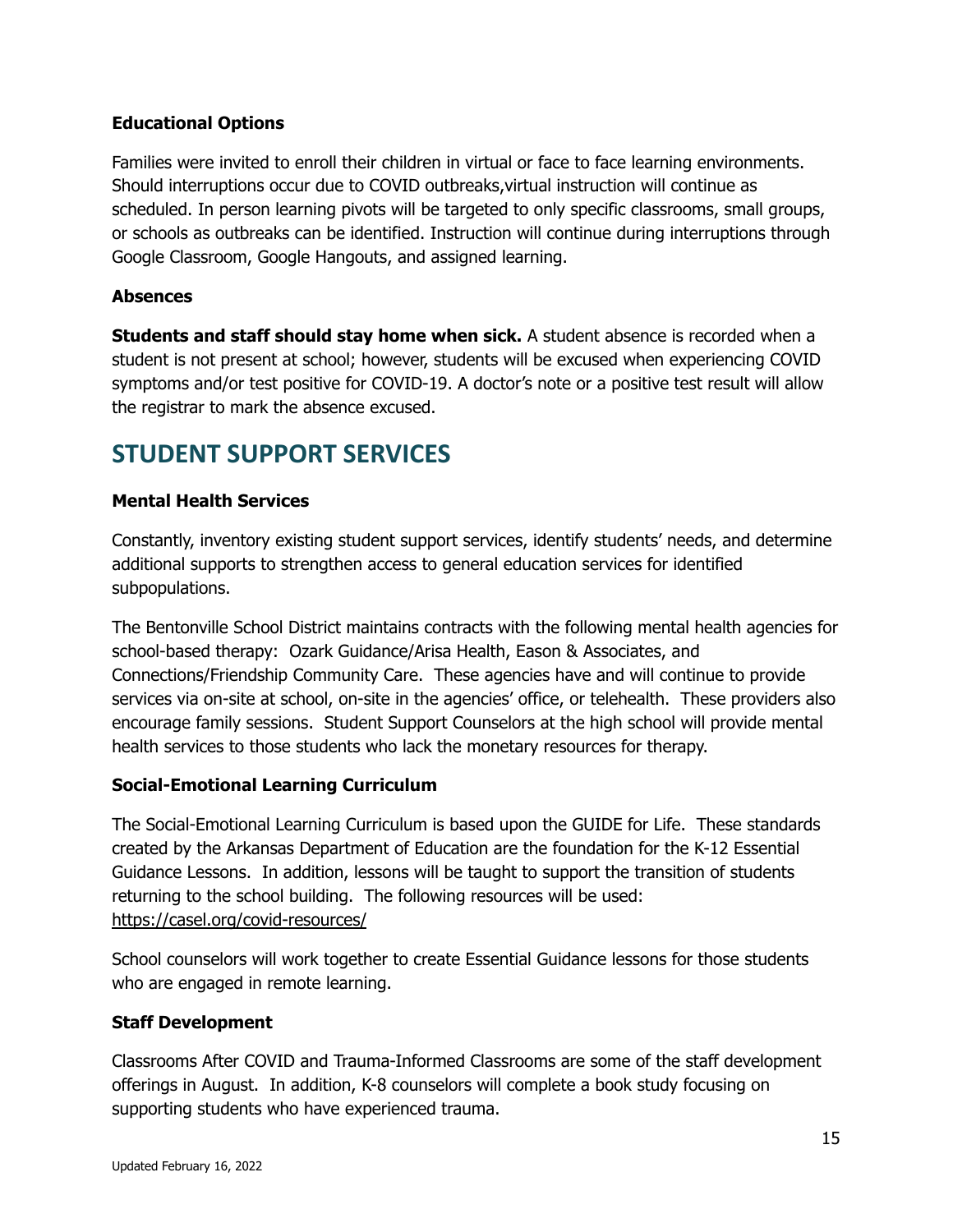**Educational Options**

Families were invited to enroll their children in virtual or face to face learning environments. Should interruptions occur due to COVID outbreaks,virtual instruction will continue as scheduled. In person learning pivots will be targeted to only specific classrooms, small groups, or schools as outbreaks can be identified. Instruction will continue during interruptions through Google Classroom, Google Hangouts, and assigned learning.

**Absences**

**Students and staff should stay home when sick.** A student absence is recorded when a student is not present at school; however, students will be excused when experiencing COVID symptoms and/or test positive for COVID-19. A doctor's note or a positive test result will allow the registrar to mark the absence excused.

## STUDENT SUPPORT SERVICES

**Mental Health Services**

Constantly, inventory existing student support services, identify students' needs, and determine additional supports to strengthen access to general education services for identified subpopulations.

The Bentonville School District maintains contracts with the following mental health agencies for school-based therapy: Ozark Guidance/Arisa Health, Eason & Associates, and Connections/Friendship Community Care. These agencies have and will continue to provide services via on-site at school, on-site in the agencies' office, or telehealth. These providers also encourage family sessions. Student Support Counselors at the high school will provide mental health services to those students who lack the monetary resources for therapy.

**Social-Emotional Learning Curriculum**

The Social-Emotional Learning Curriculum is based upon the GUIDE for Life. These standards created by the Arkansas Department of Education are the foundation for the K-12 Essential Guidance Lessons. In addition, lessons will be taught to support the transition of students returning to the school building. The following resources will be used: https://casel.org/covid-resources/

School counselors will work together to create Essential Guidance lessons for those students who are engaged in remote learning.

**Staff Development**

Classrooms After COVID and Trauma-Informed Classrooms are some of the staff development offerings in August. In addition, K-8 counselors will complete a book study focusing on supporting students who have experienced trauma.

Updated February 16, 2022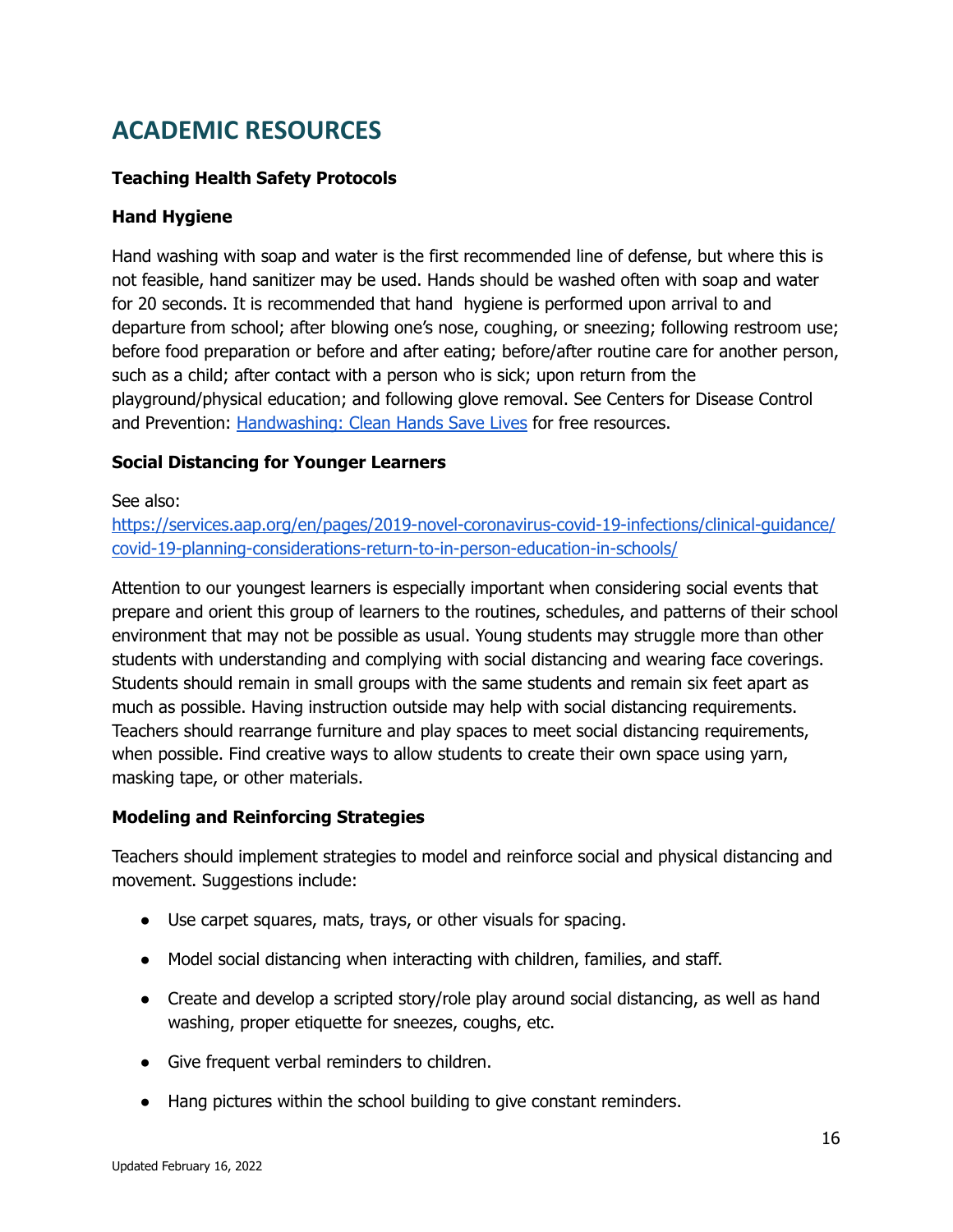## ACADEMIC RESOURCES

**Teaching Health Safety Protocols**

**Hand Hygiene**

Hand washing with soap and water is the first recommended line of defense, but where this is not feasible, hand sanitizer may be used. Hands should be washed often with soap and water for 20 seconds. It is recommended that hand hygiene is performed upon arrival to and departure from school; after blowing one's nose, coughing, or sneezing; following restroom use; before food preparation or before and after eating; before/after routine care for another person, such as a child; after contact with a person who is sick; upon return from the playground/physical education; and following glove removal. See Centers for Disease Control and Prevention: [Handwashing: Clean Hands Save Lives]() for free resources.

**Social Distancing for Younger Learners**

See also:
[https://services.aap.org/en/pages/2019-novel-coronavirus-covid-19-infections/clinical-guidance/covid-19-planning-considerations-return-to-in-person-education-in-schools/](https://services.aap.org/en/pages/2019-novel-coronavirus-covid-19-infections/clinical-guidance/covid-19-planning-considerations-return-to-in-person-education-in-schools/)

Attention to our youngest learners is especially important when considering social events that prepare and orient this group of learners to the routines, schedules, and patterns of their school environment that may not be possible as usual. Young students may struggle more than other students with understanding and complying with social distancing and wearing face coverings. Students should remain in small groups with the same students and remain six feet apart as much as possible. Having instruction outside may help with social distancing requirements. Teachers should rearrange furniture and play spaces to meet social distancing requirements, when possible. Find creative ways to allow students to create their own space using yarn, masking tape, or other materials.

**Modeling and Reinforcing Strategies**

Teachers should implement strategies to model and reinforce social and physical distancing and movement. Suggestions include:

- Use carpet squares, mats, trays, or other visuals for spacing.
- Model social distancing when interacting with children, families, and staff.
- Create and develop a scripted story/role play around social distancing, as well as hand washing, proper etiquette for sneezes, coughs, etc.
- Give frequent verbal reminders to children.
- Hang pictures within the school building to give constant reminders.

Updated February 16, 2022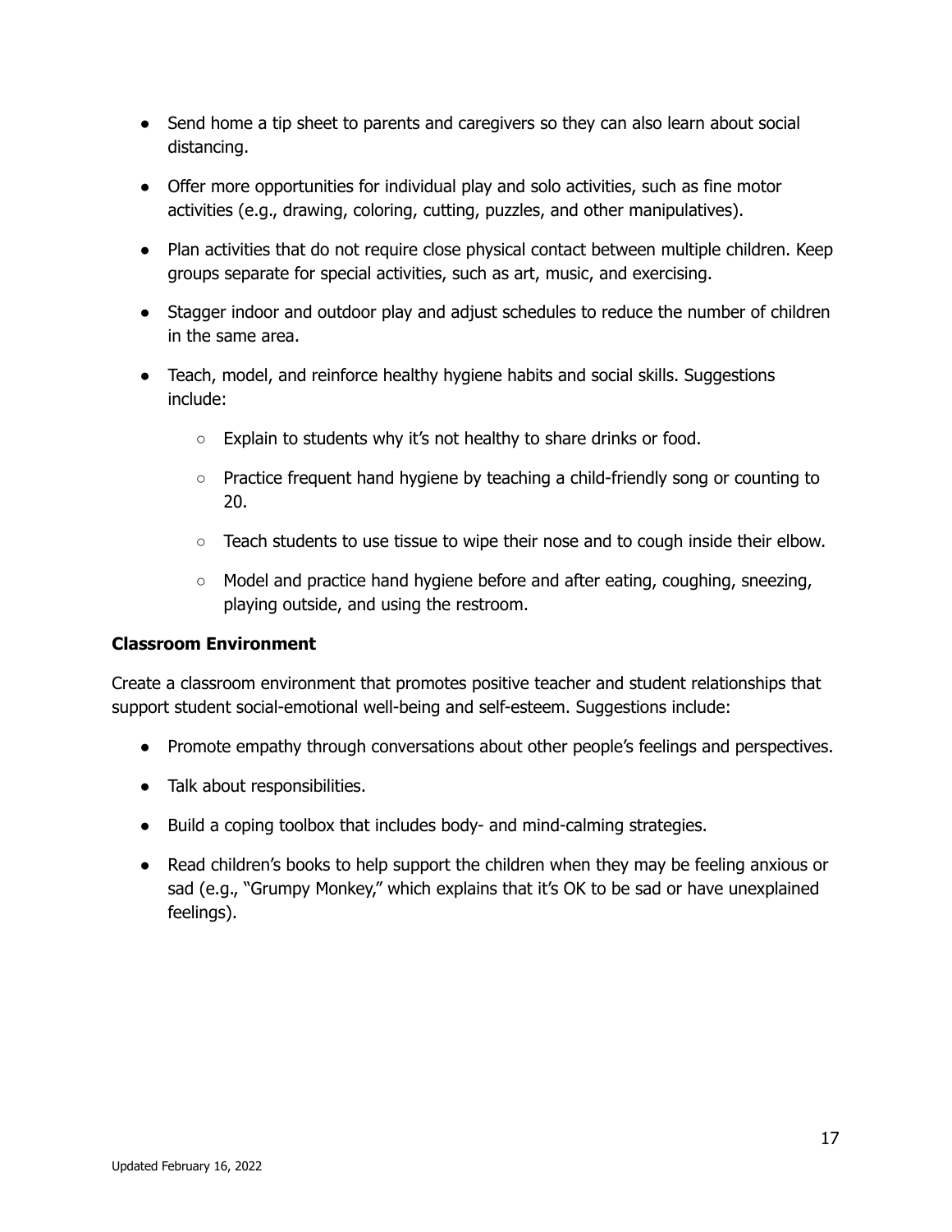- Send home a tip sheet to parents and caregivers so they can also learn about social distancing.
- Offer more opportunities for individual play and solo activities, such as fine motor activities (e.g., drawing, coloring, cutting, puzzles, and other manipulatives).
- Plan activities that do not require close physical contact between multiple children. Keep groups separate for special activities, such as art, music, and exercising.
- Stagger indoor and outdoor play and adjust schedules to reduce the number of children in the same area.
- Teach, model, and reinforce healthy hygiene habits and social skills. Suggestions include:
    - Explain to students why it's not healthy to share drinks or food.
    - Practice frequent hand hygiene by teaching a child-friendly song or counting to 20.
    - Teach students to use tissue to wipe their nose and to cough inside their elbow.
    - Model and practice hand hygiene before and after eating, coughing, sneezing, playing outside, and using the restroom.

**Classroom Environment**

Create a classroom environment that promotes positive teacher and student relationships that support student social-emotional well-being and self-esteem. Suggestions include:

- Promote empathy through conversations about other people's feelings and perspectives.
- Talk about responsibilities.
- Build a coping toolbox that includes body- and mind-calming strategies.
- Read children's books to help support the children when they may be feeling anxious or sad (e.g., "Grumpy Monkey," which explains that it's OK to be sad or have unexplained feelings).

Updated February 16, 2022